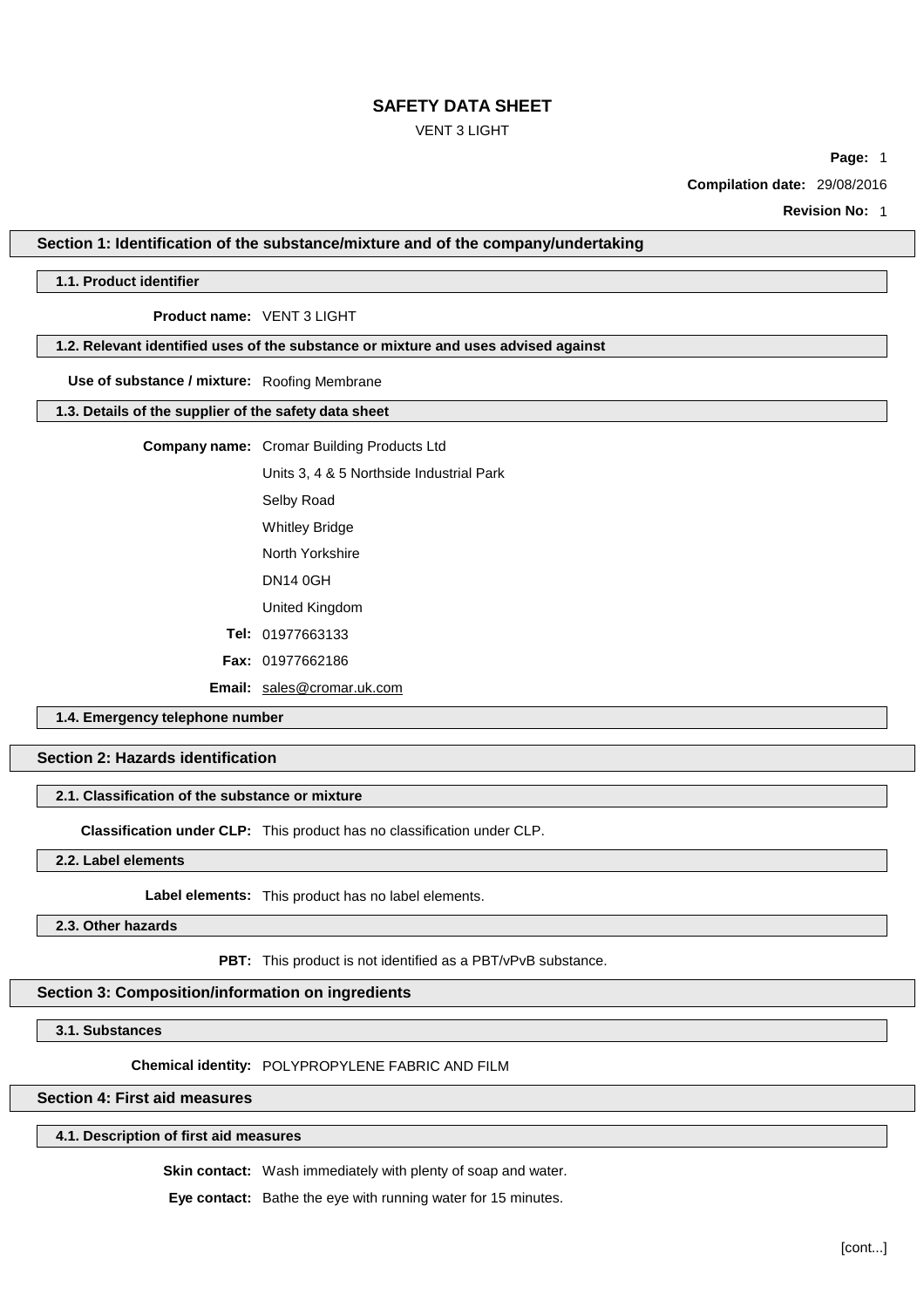# SAFETY DATA SHEET

VENT 3 LIGHT

**Compilation date:** 29/08/2016

**Revision No:** 1

## Section 1: Identification of the substance/mixture and of the company/undertaking

### 1.1. Product identifier

**Product name:** VENT 3 LIGHT

### 1.2. Relevant identified uses of the substance or mixture and uses advised against

**Use of substance / mixture:** Roofing Membrane

### 1.3. Details of the supplier of the safety data sheet

**Company name:** Cromar Building Products Ltd

Units 3, 4 & 5 Northside Industrial Park

Selby Road

Whitley Bridge

North Yorkshire

DN14 0GH

United Kingdom

**Tel:** 01977663133

**Fax:** 01977662186

**Email:** sales@cromar.uk.com

### 1.4. Emergency telephone number

## Section 2: Hazards identification

### 2.1. Classification of the substance or mixture

**Classification under CLP:** This product has no classification under CLP.

### 2.2. Label elements

**Label elements:** This product has no label elements.

### 2.3. Other hazards

**PBT:** This product is not identified as a PBT/vPvB substance.

## Section 3: Composition/information on ingredients

### 3.1. Substances

**Chemical identity:** POLYPROPYLENE FABRIC AND FILM

## Section 4: First aid measures

### 4.1. Description of first aid measures

**Skin contact:** Wash immediately with plenty of soap and water.

**Eye contact:** Bathe the eye with running water for 15 minutes.

[cont...]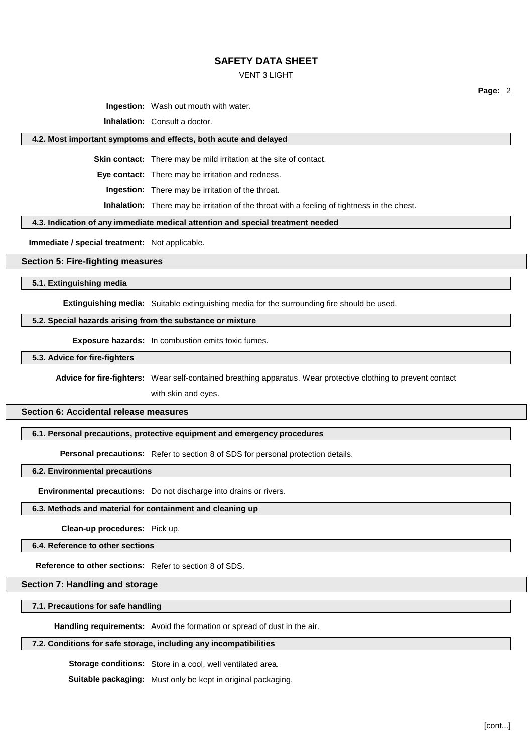**Ingestion:** Wash out mouth with water.

**Inhalation:** Consult a doctor.

### 4.2. Most important symptoms and effects, both acute and delayed

**Skin contact:** There may be mild irritation at the site of contact.

**Eye contact:** There may be irritation and redness.

**Ingestion:** There may be irritation of the throat.

**Inhalation:** There may be irritation of the throat with a feeling of tightness in the chest.

### 4.3. Indication of any immediate medical attention and special treatment needed

**Immediate / special treatment:** Not applicable.

## Section 5: Fire-fighting measures

### 5.1. Extinguishing media

**Extinguishing media:** Suitable extinguishing media for the surrounding fire should be used.

### 5.2. Special hazards arising from the substance or mixture

**Exposure hazards:** In combustion emits toxic fumes.

### 5.3. Advice for fire-fighters

**Advice for fire-fighters:** Wear self-contained breathing apparatus. Wear protective clothing to prevent contact with skin and eyes.

## Section 6: Accidental release measures

### 6.1. Personal precautions, protective equipment and emergency procedures

**Personal precautions:** Refer to section 8 of SDS for personal protection details.

### 6.2. Environmental precautions

**Environmental precautions:** Do not discharge into drains or rivers.

### 6.3. Methods and material for containment and cleaning up

**Clean-up procedures:** Pick up.

### 6.4. Reference to other sections

**Reference to other sections:** Refer to section 8 of SDS.

## Section 7: Handling and storage

### 7.1. Precautions for safe handling

**Handling requirements:** Avoid the formation or spread of dust in the air.

### 7.2. Conditions for safe storage, including any incompatibilities

**Storage conditions:** Store in a cool, well ventilated area.

**Suitable packaging:** Must only be kept in original packaging.

[cont...]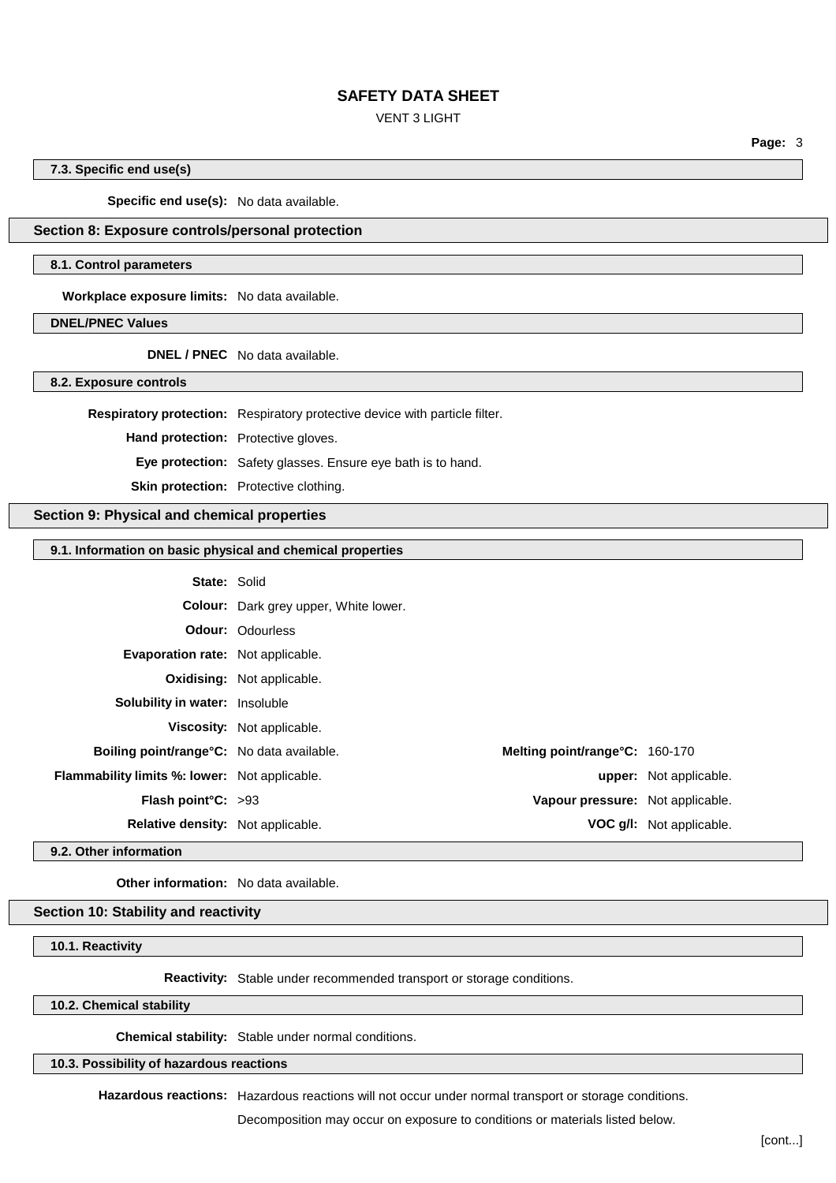### 7.3. Specific end use(s)

**Specific end use(s):** No data available.

## Section 8: Exposure controls/personal protection

### 8.1. Control parameters

**Workplace exposure limits:** No data available.

### DNEL/PNEC Values

**DNEL / PNEC** No data available.

### 8.2. Exposure controls

**Respiratory protection:** Respiratory protective device with particle filter.

**Hand protection:** Protective gloves.

**Eye protection:** Safety glasses. Ensure eye bath is to hand.

**Skin protection:** Protective clothing.

## Section 9: Physical and chemical properties

### 9.1. Information on basic physical and chemical properties

**State:** Solid

**Colour:** Dark grey upper, White lower.

**Odour:** Odourless

**Evaporation rate:** Not applicable.

**Oxidising:** Not applicable.

**Solubility in water:** Insoluble

**Viscosity:** Not applicable.

| | | | |
|---|---|---|---|
| **Boiling point/range°C:** | No data available. | **Melting point/range°C:** | 160-170 |
| **Flammability limits %: lower:** | Not applicable. | **upper:** | Not applicable. |
| **Flash point°C:** | >93 | **Vapour pressure:** | Not applicable. |
| **Relative density:** | Not applicable. | **VOC g/l:** | Not applicable. |

### 9.2. Other information

**Other information:** No data available.

## Section 10: Stability and reactivity

### 10.1. Reactivity

**Reactivity:** Stable under recommended transport or storage conditions.

### 10.2. Chemical stability

**Chemical stability:** Stable under normal conditions.

### 10.3. Possibility of hazardous reactions

**Hazardous reactions:** Hazardous reactions will not occur under normal transport or storage conditions.

Decomposition may occur on exposure to conditions or materials listed below.

[cont...]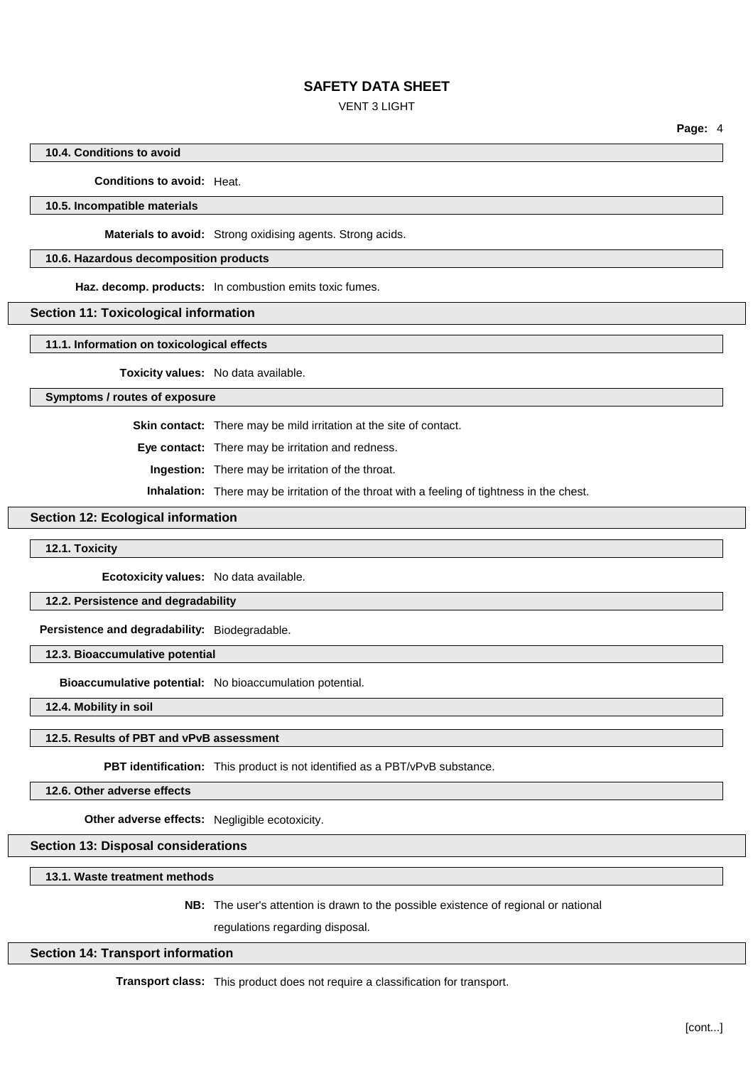### 10.4. Conditions to avoid

**Conditions to avoid:** Heat.

### 10.5. Incompatible materials

**Materials to avoid:** Strong oxidising agents. Strong acids.

### 10.6. Hazardous decomposition products

**Haz. decomp. products:** In combustion emits toxic fumes.

## Section 11: Toxicological information

### 11.1. Information on toxicological effects

**Toxicity values:** No data available.

### Symptoms / routes of exposure

**Skin contact:** There may be mild irritation at the site of contact.

**Eye contact:** There may be irritation and redness.

**Ingestion:** There may be irritation of the throat.

**Inhalation:** There may be irritation of the throat with a feeling of tightness in the chest.

## Section 12: Ecological information

### 12.1. Toxicity

**Ecotoxicity values:** No data available.

### 12.2. Persistence and degradability

**Persistence and degradability:** Biodegradable.

### 12.3. Bioaccumulative potential

**Bioaccumulative potential:** No bioaccumulation potential.

### 12.4. Mobility in soil

### 12.5. Results of PBT and vPvB assessment

**PBT identification:** This product is not identified as a PBT/vPvB substance.

### 12.6. Other adverse effects

**Other adverse effects:** Negligible ecotoxicity.

## Section 13: Disposal considerations

### 13.1. Waste treatment methods

**NB:** The user's attention is drawn to the possible existence of regional or national regulations regarding disposal.

## Section 14: Transport information

**Transport class:** This product does not require a classification for transport.

[cont...]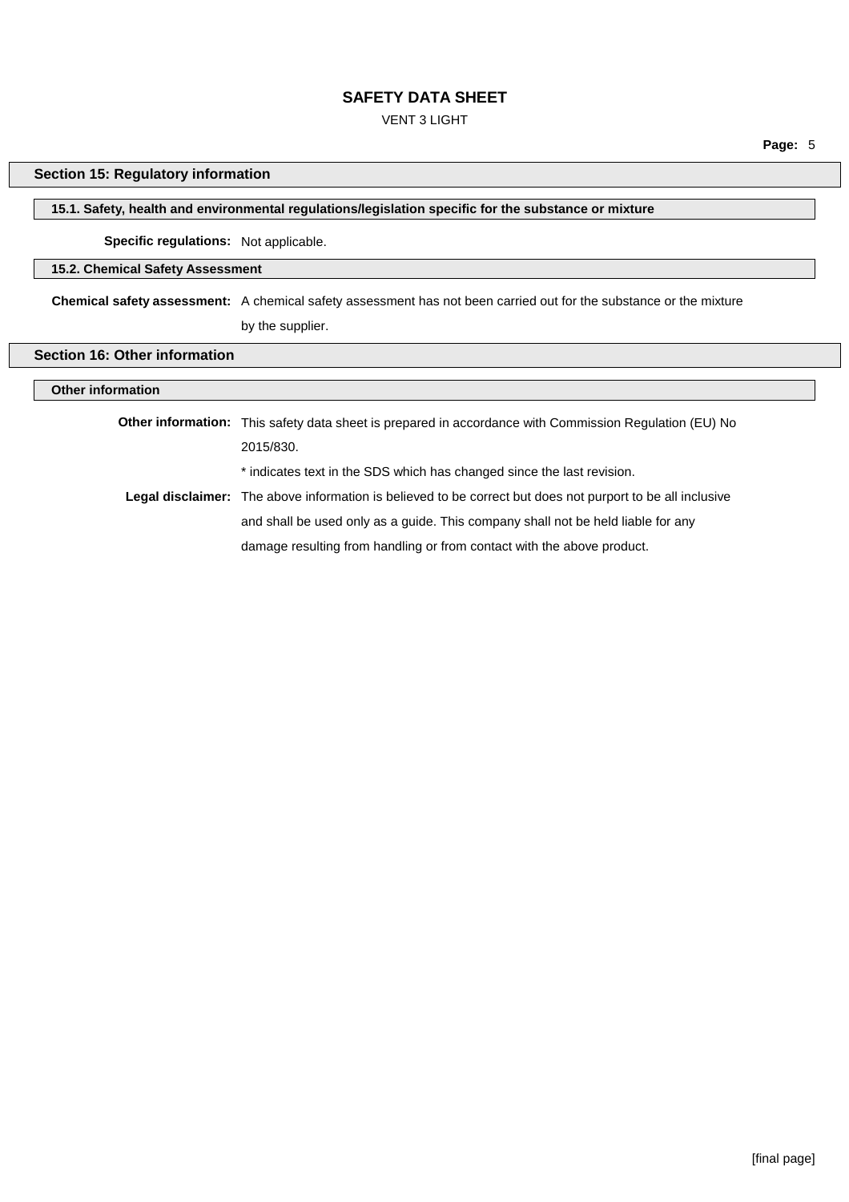## Section 15: Regulatory information

### 15.1. Safety, health and environmental regulations/legislation specific for the substance or mixture

**Specific regulations:** Not applicable.

### 15.2. Chemical Safety Assessment

**Chemical safety assessment:** A chemical safety assessment has not been carried out for the substance or the mixture by the supplier.

## Section 16: Other information

### Other information

**Other information:** This safety data sheet is prepared in accordance with Commission Regulation (EU) No 2015/830.

* indicates text in the SDS which has changed since the last revision.

**Legal disclaimer:** The above information is believed to be correct but does not purport to be all inclusive and shall be used only as a guide. This company shall not be held liable for any damage resulting from handling or from contact with the above product.

[final page]